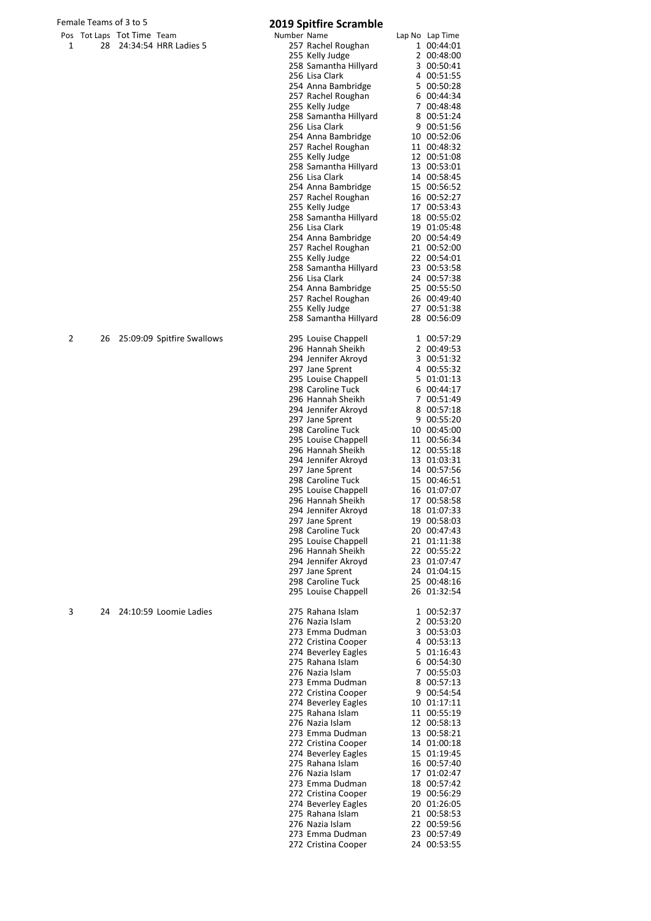Female Teams of 3 to 5

# 2019 Spitfire Scramble

| Pos | Tot Laps | Tot Time | Team | Number | Name | Lap No | Lap Time |
|---|---|---|---|---|---|---|---|
| 1 | 28 | 24:34:54 | HRR Ladies 5 | 257 | Rachel Roughan | 1 | 00:44:01 |
| | | | | 255 | Kelly Judge | 2 | 00:48:00 |
| | | | | 258 | Samantha Hillyard | 3 | 00:50:41 |
| | | | | 256 | Lisa Clark | 4 | 00:51:55 |
| | | | | 254 | Anna Bambridge | 5 | 00:50:28 |
| | | | | 257 | Rachel Roughan | 6 | 00:44:34 |
| | | | | 255 | Kelly Judge | 7 | 00:48:48 |
| | | | | 258 | Samantha Hillyard | 8 | 00:51:24 |
| | | | | 256 | Lisa Clark | 9 | 00:51:56 |
| | | | | 254 | Anna Bambridge | 10 | 00:52:06 |
| | | | | 257 | Rachel Roughan | 11 | 00:48:32 |
| | | | | 255 | Kelly Judge | 12 | 00:51:08 |
| | | | | 258 | Samantha Hillyard | 13 | 00:53:01 |
| | | | | 256 | Lisa Clark | 14 | 00:58:45 |
| | | | | 254 | Anna Bambridge | 15 | 00:56:52 |
| | | | | 257 | Rachel Roughan | 16 | 00:52:27 |
| | | | | 255 | Kelly Judge | 17 | 00:53:43 |
| | | | | 258 | Samantha Hillyard | 18 | 00:55:02 |
| | | | | 256 | Lisa Clark | 19 | 01:05:48 |
| | | | | 254 | Anna Bambridge | 20 | 00:54:49 |
| | | | | 257 | Rachel Roughan | 21 | 00:52:00 |
| | | | | 255 | Kelly Judge | 22 | 00:54:01 |
| | | | | 258 | Samantha Hillyard | 23 | 00:53:58 |
| | | | | 256 | Lisa Clark | 24 | 00:57:38 |
| | | | | 254 | Anna Bambridge | 25 | 00:55:50 |
| | | | | 257 | Rachel Roughan | 26 | 00:49:40 |
| | | | | 255 | Kelly Judge | 27 | 00:51:38 |
| | | | | 258 | Samantha Hillyard | 28 | 00:56:09 |
| 2 | 26 | 25:09:09 | Spitfire Swallows | 295 | Louise Chappell | 1 | 00:57:29 |
| | | | | 296 | Hannah Sheikh | 2 | 00:49:53 |
| | | | | 294 | Jennifer Akroyd | 3 | 00:51:32 |
| | | | | 297 | Jane Sprent | 4 | 00:55:32 |
| | | | | 295 | Louise Chappell | 5 | 01:01:13 |
| | | | | 298 | Caroline Tuck | 6 | 00:44:17 |
| | | | | 296 | Hannah Sheikh | 7 | 00:51:49 |
| | | | | 294 | Jennifer Akroyd | 8 | 00:57:18 |
| | | | | 297 | Jane Sprent | 9 | 00:55:20 |
| | | | | 298 | Caroline Tuck | 10 | 00:45:00 |
| | | | | 295 | Louise Chappell | 11 | 00:56:34 |
| | | | | 296 | Hannah Sheikh | 12 | 00:55:18 |
| | | | | 294 | Jennifer Akroyd | 13 | 01:03:31 |
| | | | | 297 | Jane Sprent | 14 | 00:57:56 |
| | | | | 298 | Caroline Tuck | 15 | 00:46:51 |
| | | | | 295 | Louise Chappell | 16 | 01:07:07 |
| | | | | 296 | Hannah Sheikh | 17 | 00:58:58 |
| | | | | 294 | Jennifer Akroyd | 18 | 01:07:33 |
| | | | | 297 | Jane Sprent | 19 | 00:58:03 |
| | | | | 298 | Caroline Tuck | 20 | 00:47:43 |
| | | | | 295 | Louise Chappell | 21 | 01:11:38 |
| | | | | 296 | Hannah Sheikh | 22 | 00:55:22 |
| | | | | 294 | Jennifer Akroyd | 23 | 01:07:47 |
| | | | | 297 | Jane Sprent | 24 | 01:04:15 |
| | | | | 298 | Caroline Tuck | 25 | 00:48:16 |
| | | | | 295 | Louise Chappell | 26 | 01:32:54 |
| 3 | 24 | 24:10:59 | Loomie Ladies | 275 | Rahana Islam | 1 | 00:52:37 |
| | | | | 276 | Nazia Islam | 2 | 00:53:20 |
| | | | | 273 | Emma Dudman | 3 | 00:53:03 |
| | | | | 272 | Cristina Cooper | 4 | 00:53:13 |
| | | | | 274 | Beverley Eagles | 5 | 01:16:43 |
| | | | | 275 | Rahana Islam | 6 | 00:54:30 |
| | | | | 276 | Nazia Islam | 7 | 00:55:03 |
| | | | | 273 | Emma Dudman | 8 | 00:57:13 |
| | | | | 272 | Cristina Cooper | 9 | 00:54:54 |
| | | | | 274 | Beverley Eagles | 10 | 01:17:11 |
| | | | | 275 | Rahana Islam | 11 | 00:55:19 |
| | | | | 276 | Nazia Islam | 12 | 00:58:13 |
| | | | | 273 | Emma Dudman | 13 | 00:58:21 |
| | | | | 272 | Cristina Cooper | 14 | 01:00:18 |
| | | | | 274 | Beverley Eagles | 15 | 01:19:45 |
| | | | | 275 | Rahana Islam | 16 | 00:57:40 |
| | | | | 276 | Nazia Islam | 17 | 01:02:47 |
| | | | | 273 | Emma Dudman | 18 | 00:57:42 |
| | | | | 272 | Cristina Cooper | 19 | 00:56:29 |
| | | | | 274 | Beverley Eagles | 20 | 01:26:05 |
| | | | | 275 | Rahana Islam | 21 | 00:58:53 |
| | | | | 276 | Nazia Islam | 22 | 00:59:56 |
| | | | | 273 | Emma Dudman | 23 | 00:57:49 |
| | | | | 272 | Cristina Cooper | 24 | 00:53:55 |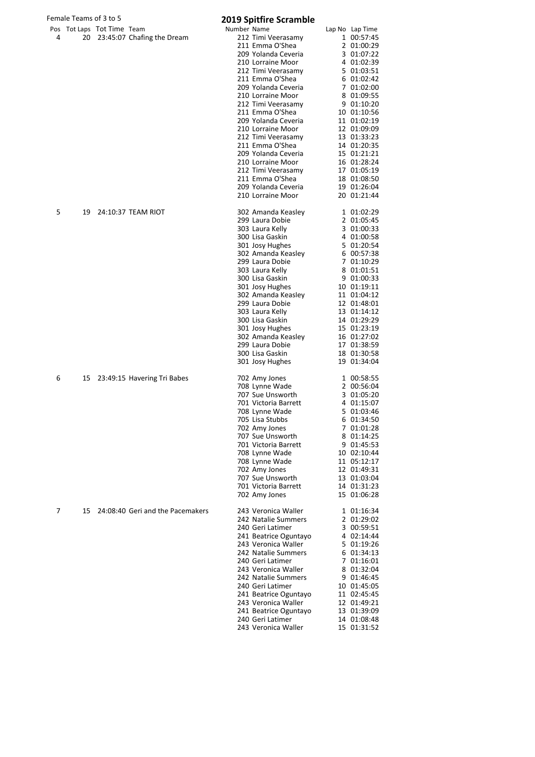Female Teams of 3 to 5

# 2019 Spitfire Scramble

| Pos | Tot Laps | Tot Time | Team | Number | Name | Lap No | Lap Time |
|---|---|---|---|---|---|---|---|
| 4 | 20 | 23:45:07 | Chafing the Dream | 212 | Timi Veerasamy | 1 | 00:57:45 |
| | | | | 211 | Emma O'Shea | 2 | 01:00:29 |
| | | | | 209 | Yolanda Ceveria | 3 | 01:07:22 |
| | | | | 210 | Lorraine Moor | 4 | 01:02:39 |
| | | | | 212 | Timi Veerasamy | 5 | 01:03:51 |
| | | | | 211 | Emma O'Shea | 6 | 01:02:42 |
| | | | | 209 | Yolanda Ceveria | 7 | 01:02:00 |
| | | | | 210 | Lorraine Moor | 8 | 01:09:55 |
| | | | | 212 | Timi Veerasamy | 9 | 01:10:20 |
| | | | | 211 | Emma O'Shea | 10 | 01:10:56 |
| | | | | 209 | Yolanda Ceveria | 11 | 01:02:19 |
| | | | | 210 | Lorraine Moor | 12 | 01:09:09 |
| | | | | 212 | Timi Veerasamy | 13 | 01:33:23 |
| | | | | 211 | Emma O'Shea | 14 | 01:20:35 |
| | | | | 209 | Yolanda Ceveria | 15 | 01:21:21 |
| | | | | 210 | Lorraine Moor | 16 | 01:28:24 |
| | | | | 212 | Timi Veerasamy | 17 | 01:05:19 |
| | | | | 211 | Emma O'Shea | 18 | 01:08:50 |
| | | | | 209 | Yolanda Ceveria | 19 | 01:26:04 |
| | | | | 210 | Lorraine Moor | 20 | 01:21:44 |
| 5 | 19 | 24:10:37 | TEAM RIOT | 302 | Amanda Keasley | 1 | 01:02:29 |
| | | | | 299 | Laura Dobie | 2 | 01:05:45 |
| | | | | 303 | Laura Kelly | 3 | 01:00:33 |
| | | | | 300 | Lisa Gaskin | 4 | 01:00:58 |
| | | | | 301 | Josy Hughes | 5 | 01:20:54 |
| | | | | 302 | Amanda Keasley | 6 | 00:57:38 |
| | | | | 299 | Laura Dobie | 7 | 01:10:29 |
| | | | | 303 | Laura Kelly | 8 | 01:01:51 |
| | | | | 300 | Lisa Gaskin | 9 | 01:00:33 |
| | | | | 301 | Josy Hughes | 10 | 01:19:11 |
| | | | | 302 | Amanda Keasley | 11 | 01:04:12 |
| | | | | 299 | Laura Dobie | 12 | 01:48:01 |
| | | | | 303 | Laura Kelly | 13 | 01:14:12 |
| | | | | 300 | Lisa Gaskin | 14 | 01:29:29 |
| | | | | 301 | Josy Hughes | 15 | 01:23:19 |
| | | | | 302 | Amanda Keasley | 16 | 01:27:02 |
| | | | | 299 | Laura Dobie | 17 | 01:38:59 |
| | | | | 300 | Lisa Gaskin | 18 | 01:30:58 |
| | | | | 301 | Josy Hughes | 19 | 01:34:04 |
| 6 | 15 | 23:49:15 | Havering Tri Babes | 702 | Amy Jones | 1 | 00:58:55 |
| | | | | 708 | Lynne Wade | 2 | 00:56:04 |
| | | | | 707 | Sue Unsworth | 3 | 01:05:20 |
| | | | | 701 | Victoria Barrett | 4 | 01:15:07 |
| | | | | 708 | Lynne Wade | 5 | 01:03:46 |
| | | | | 705 | Lisa Stubbs | 6 | 01:34:50 |
| | | | | 702 | Amy Jones | 7 | 01:01:28 |
| | | | | 707 | Sue Unsworth | 8 | 01:14:25 |
| | | | | 701 | Victoria Barrett | 9 | 01:45:53 |
| | | | | 708 | Lynne Wade | 10 | 02:10:44 |
| | | | | 708 | Lynne Wade | 11 | 05:12:17 |
| | | | | 702 | Amy Jones | 12 | 01:49:31 |
| | | | | 707 | Sue Unsworth | 13 | 01:03:04 |
| | | | | 701 | Victoria Barrett | 14 | 01:31:23 |
| | | | | 702 | Amy Jones | 15 | 01:06:28 |
| 7 | 15 | 24:08:40 | Geri and the Pacemakers | 243 | Veronica Waller | 1 | 01:16:34 |
| | | | | 242 | Natalie Summers | 2 | 01:29:02 |
| | | | | 240 | Geri Latimer | 3 | 00:59:51 |
| | | | | 241 | Beatrice Oguntayo | 4 | 02:14:44 |
| | | | | 243 | Veronica Waller | 5 | 01:19:26 |
| | | | | 242 | Natalie Summers | 6 | 01:34:13 |
| | | | | 240 | Geri Latimer | 7 | 01:16:01 |
| | | | | 243 | Veronica Waller | 8 | 01:32:04 |
| | | | | 242 | Natalie Summers | 9 | 01:46:45 |
| | | | | 240 | Geri Latimer | 10 | 01:45:05 |
| | | | | 241 | Beatrice Oguntayo | 11 | 02:45:45 |
| | | | | 243 | Veronica Waller | 12 | 01:49:21 |
| | | | | 241 | Beatrice Oguntayo | 13 | 01:39:09 |
| | | | | 240 | Geri Latimer | 14 | 01:08:48 |
| | | | | 243 | Veronica Waller | 15 | 01:31:52 |